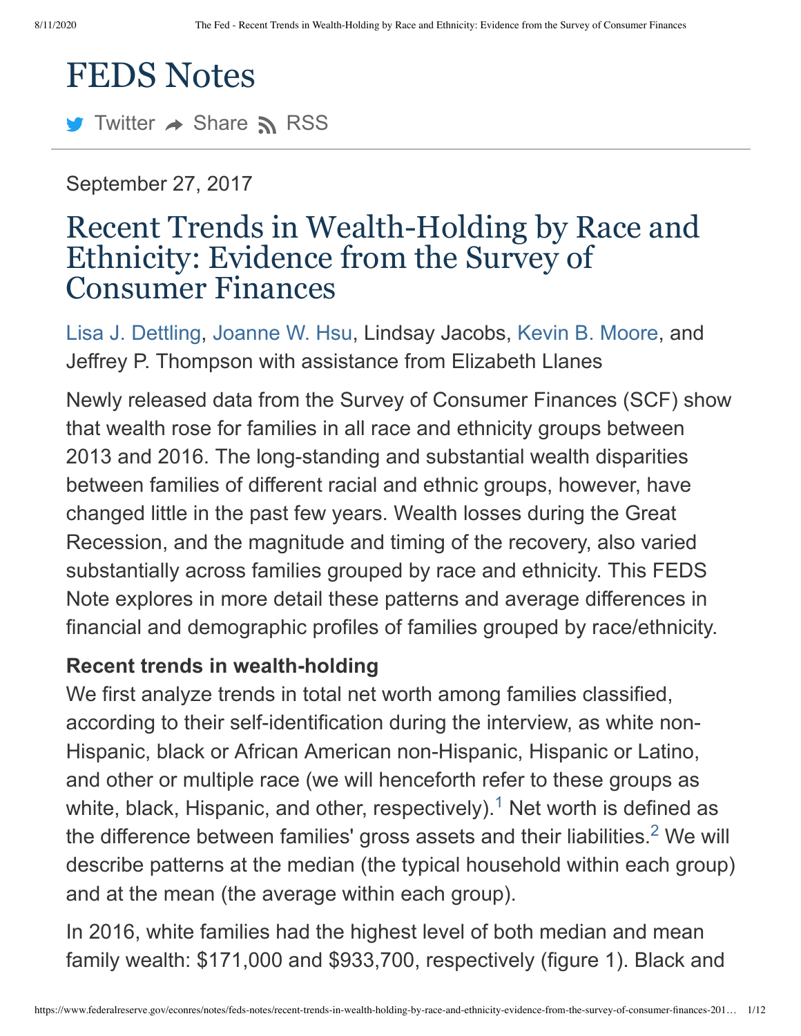# FEDS Notes

Twitter Share RSS

September 27, 2017

## Recent Trends in Wealth-Holding by Race and Ethnicity: Evidence from the Survey of Consumer Finances

Lisa J. Dettling, Joanne W. Hsu, Lindsay Jacobs, Kevin B. Moore, and Jeffrey P. Thompson with assistance from Elizabeth Llanes

Newly released data from the Survey of Consumer Finances (SCF) show that wealth rose for families in all race and ethnicity groups between 2013 and 2016. The long-standing and substantial wealth disparities between families of different racial and ethnic groups, however, have changed little in the past few years. Wealth losses during the Great Recession, and the magnitude and timing of the recovery, also varied substantially across families grouped by race and ethnicity. This FEDS Note explores in more detail these patterns and average differences in financial and demographic profiles of families grouped by race/ethnicity.

**Recent trends in wealth-holding**

We first analyze trends in total net worth among families classified, according to their self-identification during the interview, as white non-Hispanic, black or African American non-Hispanic, Hispanic or Latino, and other or multiple race (we will henceforth refer to these groups as white, black, Hispanic, and other, respectively).[1] Net worth is defined as the difference between families' gross assets and their liabilities.[2] We will describe patterns at the median (the typical household within each group) and at the mean (the average within each group).

In 2016, white families had the highest level of both median and mean family wealth: $171,000 and $933,700, respectively (figure 1). Black and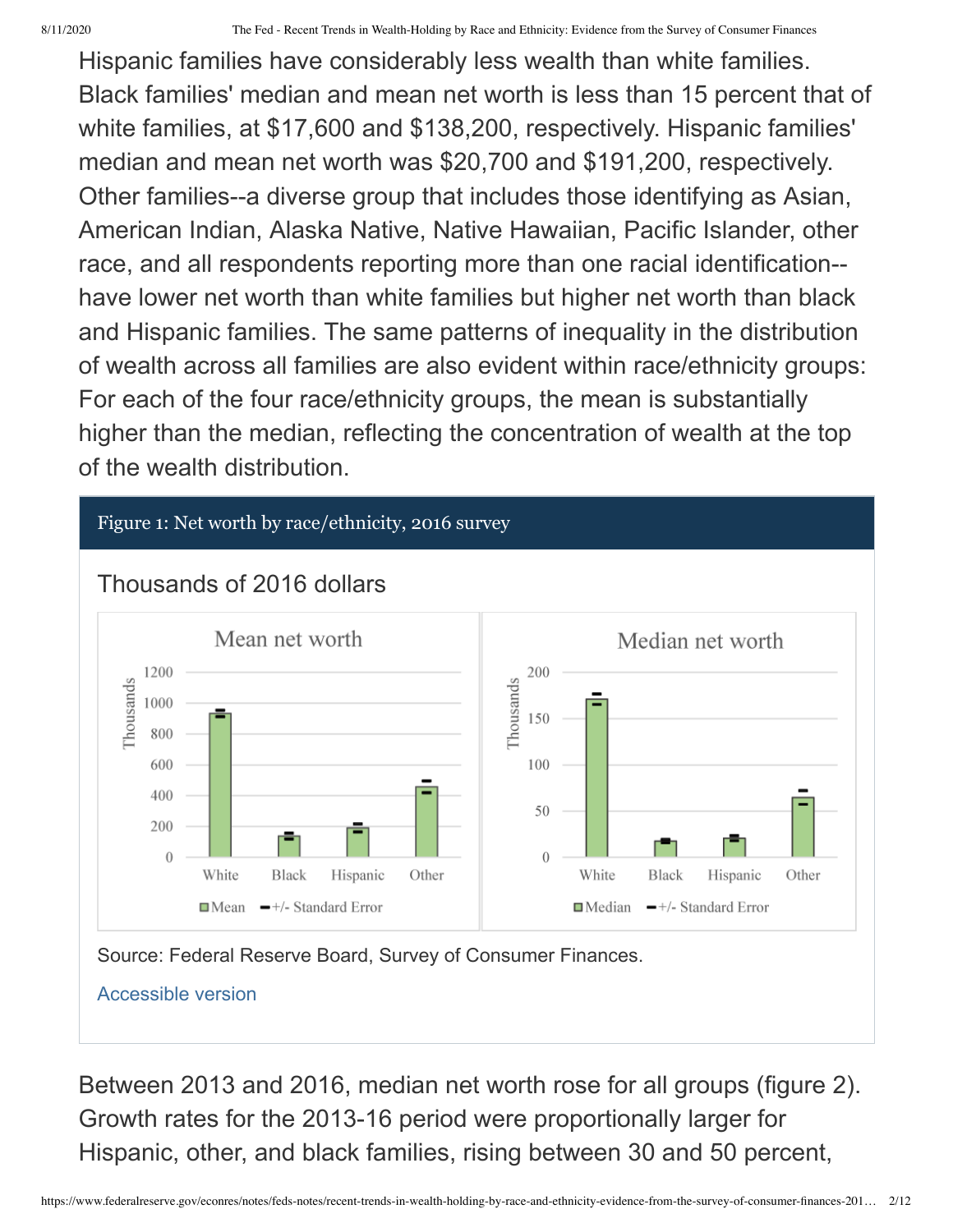Hispanic families have considerably less wealth than white families. Black families' median and mean net worth is less than 15 percent that of white families, at $17,600 and $138,200, respectively. Hispanic families' median and mean net worth was $20,700 and $191,200, respectively. Other families--a diverse group that includes those identifying as Asian, American Indian, Alaska Native, Native Hawaiian, Pacific Islander, other race, and all respondents reporting more than one racial identification--have lower net worth than white families but higher net worth than black and Hispanic families. The same patterns of inequality in the distribution of wealth across all families are also evident within race/ethnicity groups: For each of the four race/ethnicity groups, the mean is substantially higher than the median, reflecting the concentration of wealth at the top of the wealth distribution.

Figure 1: Net worth by race/ethnicity, 2016 survey

Thousands of 2016 dollars

Source: Federal Reserve Board, Survey of Consumer Finances.

Accessible version

Between 2013 and 2016, median net worth rose for all groups (figure 2). Growth rates for the 2013-16 period were proportionally larger for Hispanic, other, and black families, rising between 30 and 50 percent,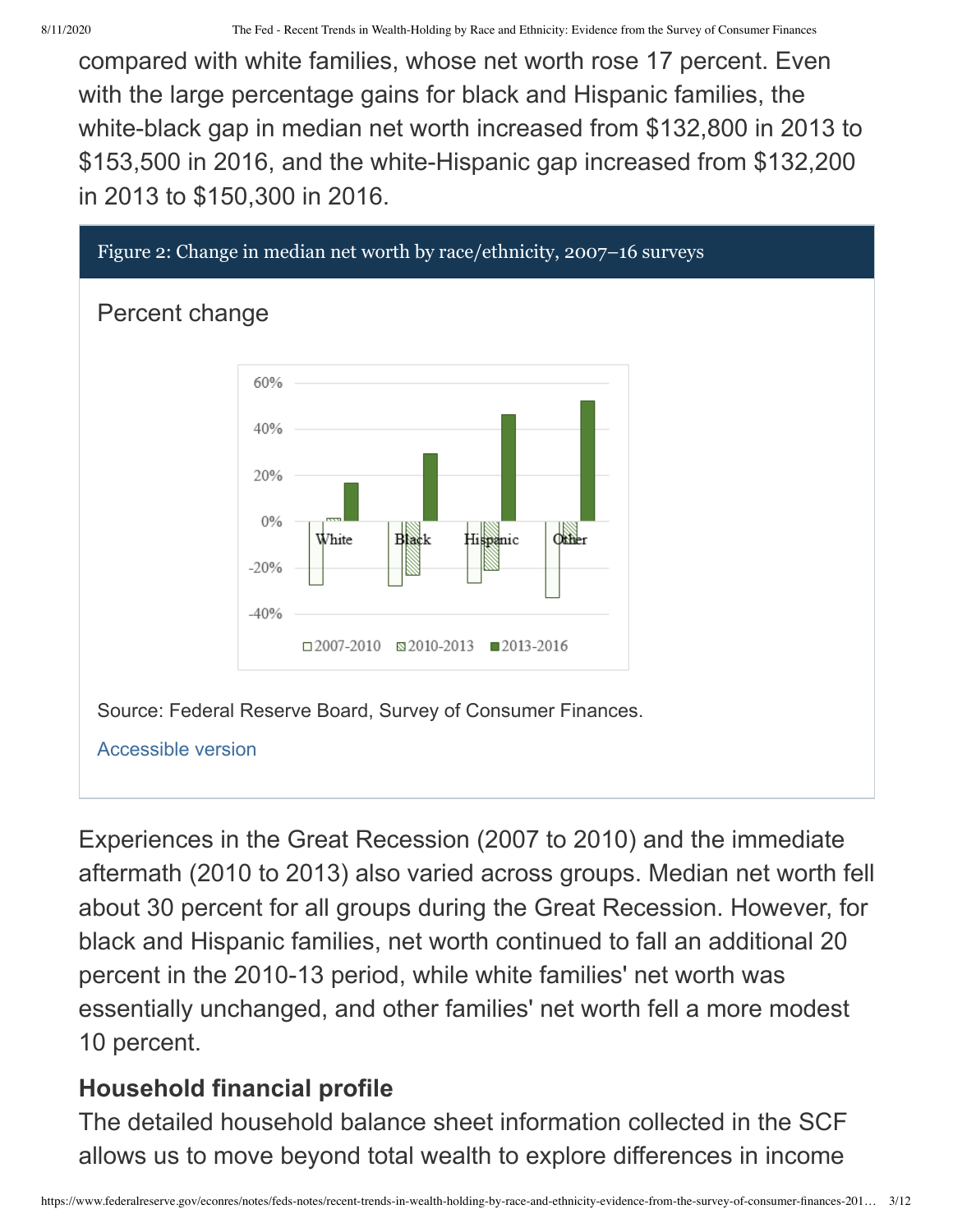compared with white families, whose net worth rose 17 percent. Even with the large percentage gains for black and Hispanic families, the white-black gap in median net worth increased from $132,800 in 2013 to $153,500 in 2016, and the white-Hispanic gap increased from $132,200 in 2013 to $150,300 in 2016.

Figure 2: Change in median net worth by race/ethnicity, 2007–16 surveys

Percent change

Source: Federal Reserve Board, Survey of Consumer Finances.

Accessible version

Experiences in the Great Recession (2007 to 2010) and the immediate aftermath (2010 to 2013) also varied across groups. Median net worth fell about 30 percent for all groups during the Great Recession. However, for black and Hispanic families, net worth continued to fall an additional 20 percent in the 2010-13 period, while white families' net worth was essentially unchanged, and other families' net worth fell a more modest 10 percent.

## Household financial profile

The detailed household balance sheet information collected in the SCF allows us to move beyond total wealth to explore differences in income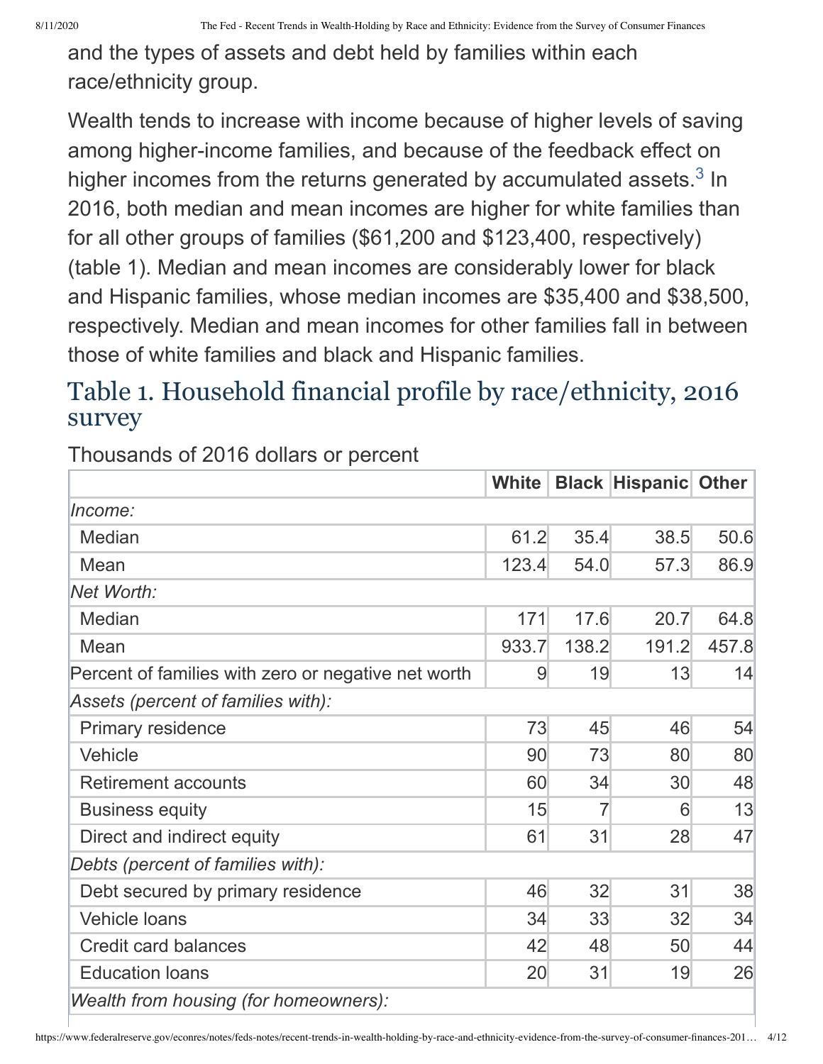and the types of assets and debt held by families within each race/ethnicity group.

Wealth tends to increase with income because of higher levels of saving among higher-income families, and because of the feedback effect on higher incomes from the returns generated by accumulated assets.[3] In 2016, both median and mean incomes are higher for white families than for all other groups of families ($61,200 and $123,400, respectively) (table 1). Median and mean incomes are considerably lower for black and Hispanic families, whose median incomes are $35,400 and $38,500, respectively. Median and mean incomes for other families fall in between those of white families and black and Hispanic families.

## Table 1. Household financial profile by race/ethnicity, 2016 survey

Thousands of 2016 dollars or percent

| | White | Black | Hispanic | Other |
|---|---|---|---|---|
| *Income:* | | | | |
| Median | 61.2 | 35.4 | 38.5 | 50.6 |
| Mean | 123.4 | 54.0 | 57.3 | 86.9 |
| *Net Worth:* | | | | |
| Median | 171 | 17.6 | 20.7 | 64.8 |
| Mean | 933.7 | 138.2 | 191.2 | 457.8 |
| Percent of families with zero or negative net worth | 9 | 19 | 13 | 14 |
| *Assets (percent of families with):* | | | | |
| Primary residence | 73 | 45 | 46 | 54 |
| Vehicle | 90 | 73 | 80 | 80 |
| Retirement accounts | 60 | 34 | 30 | 48 |
| Business equity | 15 | 7 | 6 | 13 |
| Direct and indirect equity | 61 | 31 | 28 | 47 |
| *Debts (percent of families with):* | | | | |
| Debt secured by primary residence | 46 | 32 | 31 | 38 |
| Vehicle loans | 34 | 33 | 32 | 34 |
| Credit card balances | 42 | 48 | 50 | 44 |
| Education loans | 20 | 31 | 19 | 26 |
| *Wealth from housing (for homeowners):* | | | | |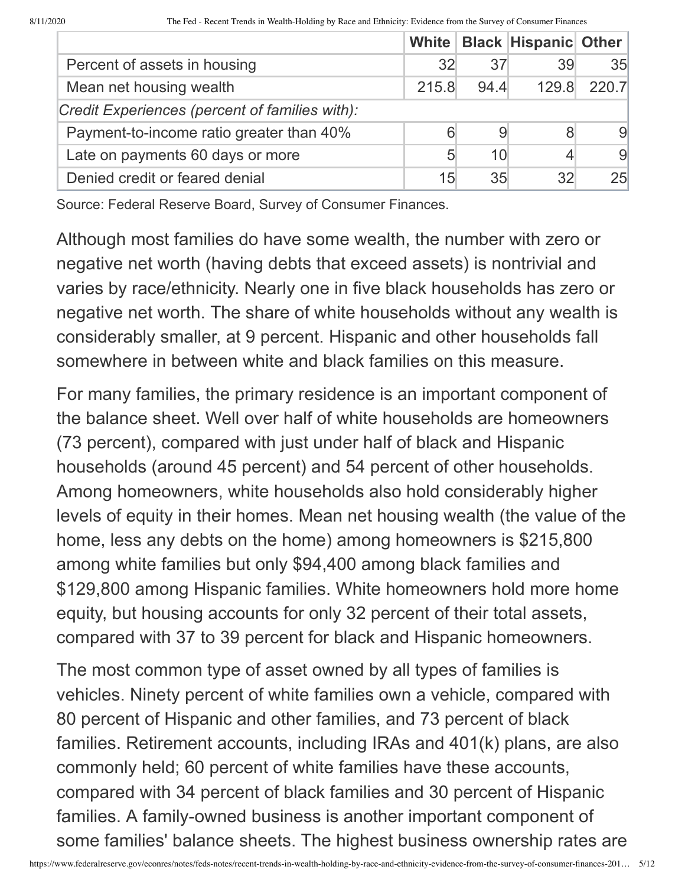| | White | Black | Hispanic | Other |
|---|---|---|---|---|
| Percent of assets in housing | 32 | 37 | 39 | 35 |
| Mean net housing wealth | 215.8 | 94.4 | 129.8 | 220.7 |
| *Credit Experiences (percent of families with):* | | | | |
| Payment-to-income ratio greater than 40% | 6 | 9 | 8 | 9 |
| Late on payments 60 days or more | 5 | 10 | 4 | 9 |
| Denied credit or feared denial | 15 | 35 | 32 | 25 |

Source: Federal Reserve Board, Survey of Consumer Finances.

Although most families do have some wealth, the number with zero or negative net worth (having debts that exceed assets) is nontrivial and varies by race/ethnicity. Nearly one in five black households has zero or negative net worth. The share of white households without any wealth is considerably smaller, at 9 percent. Hispanic and other households fall somewhere in between white and black families on this measure.

For many families, the primary residence is an important component of the balance sheet. Well over half of white households are homeowners (73 percent), compared with just under half of black and Hispanic households (around 45 percent) and 54 percent of other households. Among homeowners, white households also hold considerably higher levels of equity in their homes. Mean net housing wealth (the value of the home, less any debts on the home) among homeowners is $215,800 among white families but only $94,400 among black families and $129,800 among Hispanic families. White homeowners hold more home equity, but housing accounts for only 32 percent of their total assets, compared with 37 to 39 percent for black and Hispanic homeowners.

The most common type of asset owned by all types of families is vehicles. Ninety percent of white families own a vehicle, compared with 80 percent of Hispanic and other families, and 73 percent of black families. Retirement accounts, including IRAs and 401(k) plans, are also commonly held; 60 percent of white families have these accounts, compared with 34 percent of black families and 30 percent of Hispanic families. A family-owned business is another important component of some families' balance sheets. The highest business ownership rates are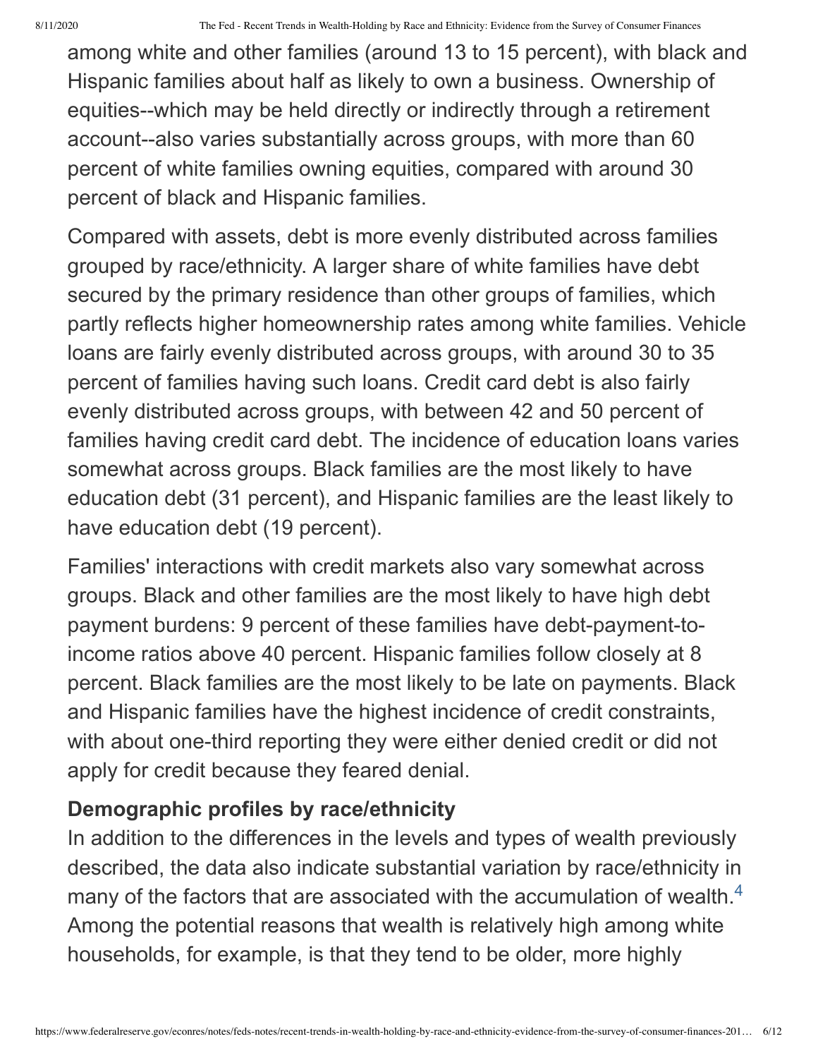among white and other families (around 13 to 15 percent), with black and Hispanic families about half as likely to own a business. Ownership of equities--which may be held directly or indirectly through a retirement account--also varies substantially across groups, with more than 60 percent of white families owning equities, compared with around 30 percent of black and Hispanic families.

Compared with assets, debt is more evenly distributed across families grouped by race/ethnicity. A larger share of white families have debt secured by the primary residence than other groups of families, which partly reflects higher homeownership rates among white families. Vehicle loans are fairly evenly distributed across groups, with around 30 to 35 percent of families having such loans. Credit card debt is also fairly evenly distributed across groups, with between 42 and 50 percent of families having credit card debt. The incidence of education loans varies somewhat across groups. Black families are the most likely to have education debt (31 percent), and Hispanic families are the least likely to have education debt (19 percent).

Families' interactions with credit markets also vary somewhat across groups. Black and other families are the most likely to have high debt payment burdens: 9 percent of these families have debt-payment-to-income ratios above 40 percent. Hispanic families follow closely at 8 percent. Black families are the most likely to be late on payments. Black and Hispanic families have the highest incidence of credit constraints, with about one-third reporting they were either denied credit or did not apply for credit because they feared denial.

**Demographic profiles by race/ethnicity**

In addition to the differences in the levels and types of wealth previously described, the data also indicate substantial variation by race/ethnicity in many of the factors that are associated with the accumulation of wealth.[4] Among the potential reasons that wealth is relatively high among white households, for example, is that they tend to be older, more highly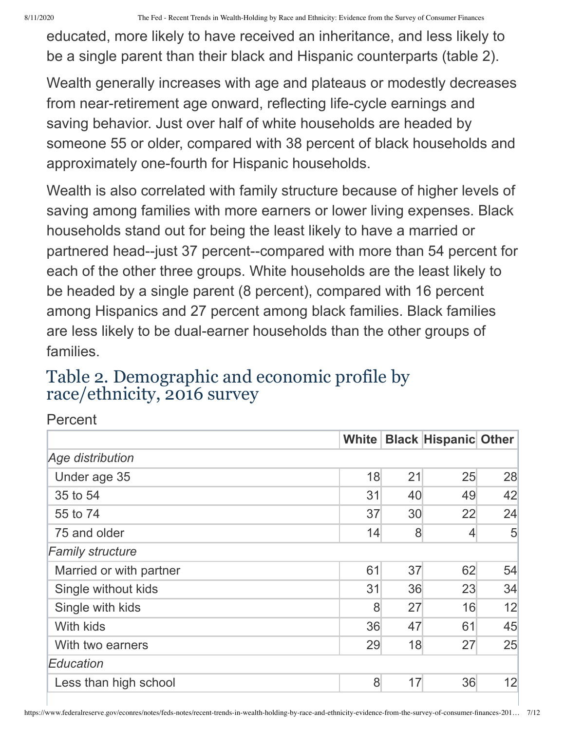educated, more likely to have received an inheritance, and less likely to be a single parent than their black and Hispanic counterparts (table 2).

Wealth generally increases with age and plateaus or modestly decreases from near-retirement age onward, reflecting life-cycle earnings and saving behavior. Just over half of white households are headed by someone 55 or older, compared with 38 percent of black households and approximately one-fourth for Hispanic households.

Wealth is also correlated with family structure because of higher levels of saving among families with more earners or lower living expenses. Black households stand out for being the least likely to have a married or partnered head--just 37 percent--compared with more than 54 percent for each of the other three groups. White households are the least likely to be headed by a single parent (8 percent), compared with 16 percent among Hispanics and 27 percent among black families. Black families are less likely to be dual-earner households than the other groups of families.

## Table 2. Demographic and economic profile by race/ethnicity, 2016 survey

Percent

| | White | Black | Hispanic | Other |
|---|---|---|---|---|
| *Age distribution* | | | | |
| Under age 35 | 18 | 21 | 25 | 28 |
| 35 to 54 | 31 | 40 | 49 | 42 |
| 55 to 74 | 37 | 30 | 22 | 24 |
| 75 and older | 14 | 8 | 4 | 5 |
| *Family structure* | | | | |
| Married or with partner | 61 | 37 | 62 | 54 |
| Single without kids | 31 | 36 | 23 | 34 |
| Single with kids | 8 | 27 | 16 | 12 |
| With kids | 36 | 47 | 61 | 45 |
| With two earners | 29 | 18 | 27 | 25 |
| *Education* | | | | |
| Less than high school | 8 | 17 | 36 | 12 |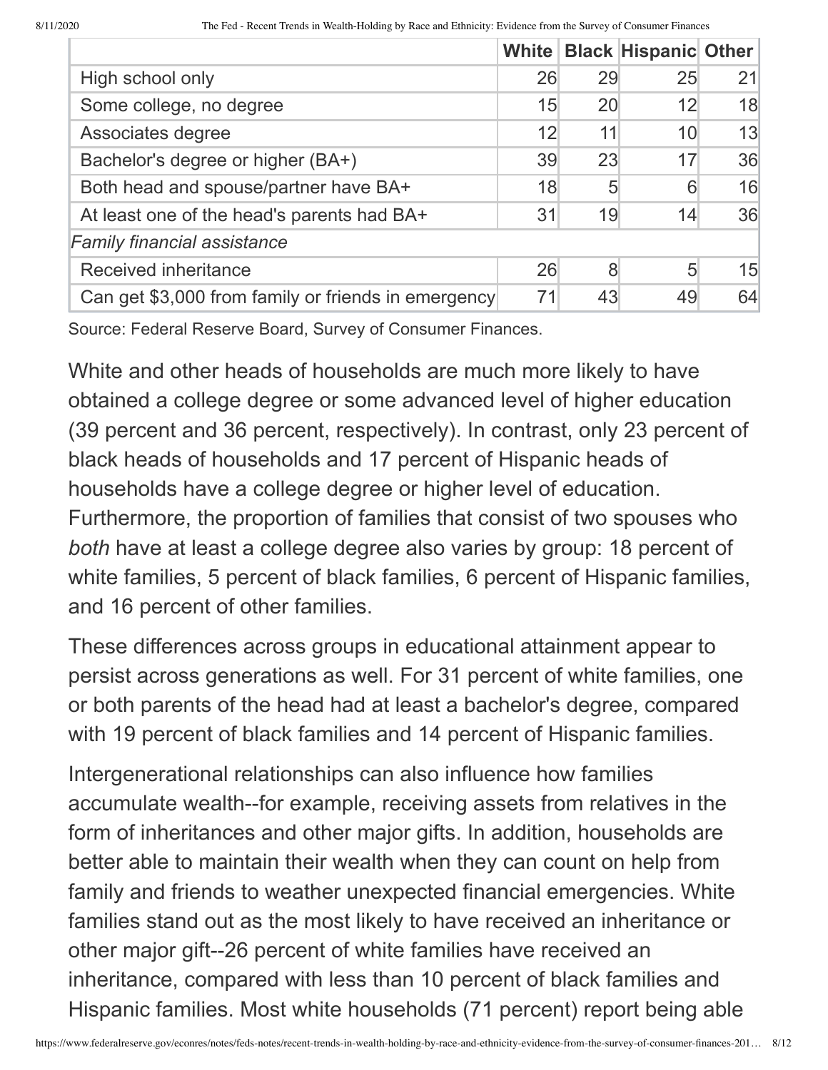|  | White | Black | Hispanic | Other |
|---|---|---|---|---|
| High school only | 26 | 29 | 25 | 21 |
| Some college, no degree | 15 | 20 | 12 | 18 |
| Associates degree | 12 | 11 | 10 | 13 |
| Bachelor's degree or higher (BA+) | 39 | 23 | 17 | 36 |
| Both head and spouse/partner have BA+ | 18 | 5 | 6 | 16 |
| At least one of the head's parents had BA+ | 31 | 19 | 14 | 36 |
| *Family financial assistance* |  |  |  |  |
| Received inheritance | 26 | 8 | 5 | 15 |
| Can get $3,000 from family or friends in emergency | 71 | 43 | 49 | 64 |

Source: Federal Reserve Board, Survey of Consumer Finances.

White and other heads of households are much more likely to have obtained a college degree or some advanced level of higher education (39 percent and 36 percent, respectively). In contrast, only 23 percent of black heads of households and 17 percent of Hispanic heads of households have a college degree or higher level of education. Furthermore, the proportion of families that consist of two spouses who *both* have at least a college degree also varies by group: 18 percent of white families, 5 percent of black families, 6 percent of Hispanic families, and 16 percent of other families.

These differences across groups in educational attainment appear to persist across generations as well. For 31 percent of white families, one or both parents of the head had at least a bachelor's degree, compared with 19 percent of black families and 14 percent of Hispanic families.

Intergenerational relationships can also influence how families accumulate wealth--for example, receiving assets from relatives in the form of inheritances and other major gifts. In addition, households are better able to maintain their wealth when they can count on help from family and friends to weather unexpected financial emergencies. White families stand out as the most likely to have received an inheritance or other major gift--26 percent of white families have received an inheritance, compared with less than 10 percent of black families and Hispanic families. Most white households (71 percent) report being able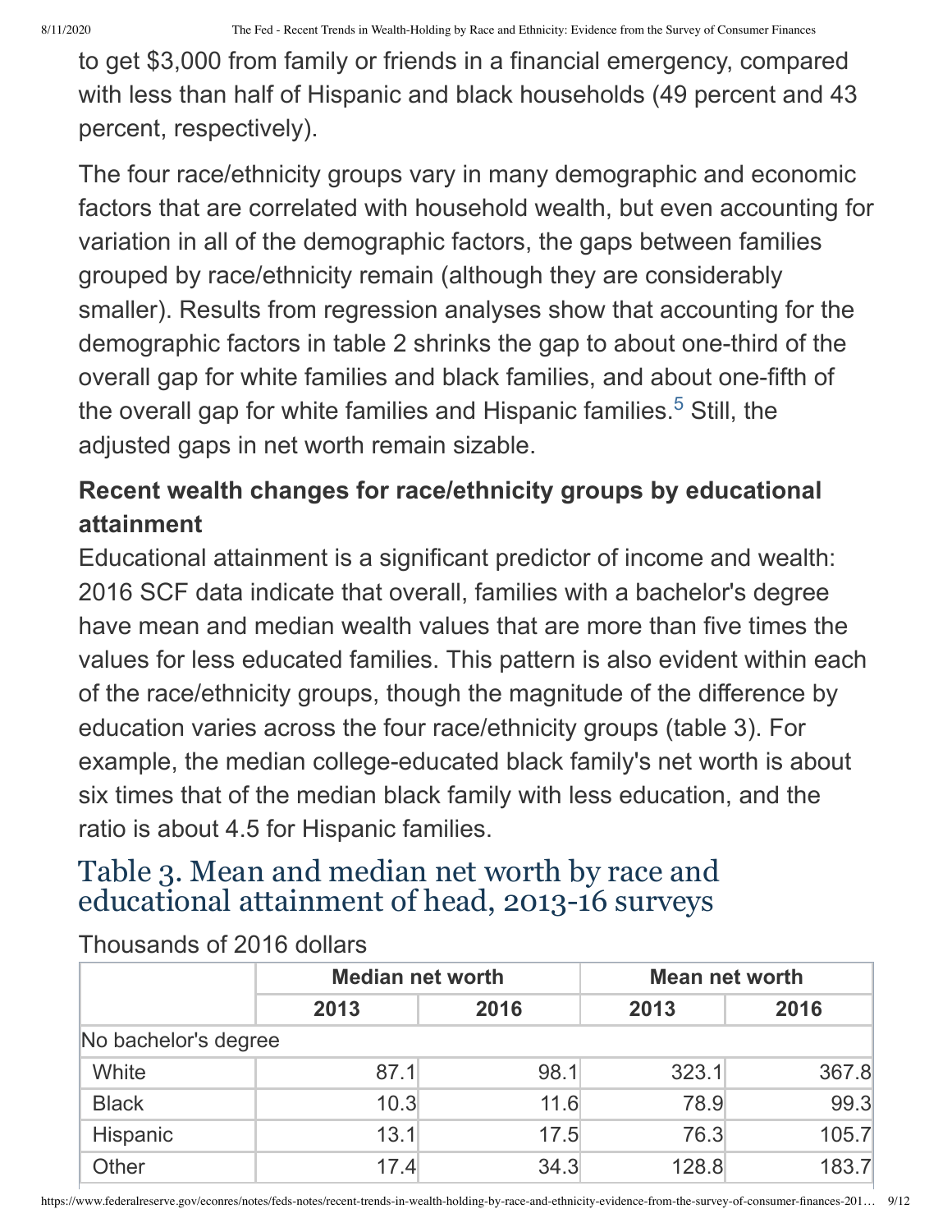to get $3,000 from family or friends in a financial emergency, compared with less than half of Hispanic and black households (49 percent and 43 percent, respectively).

The four race/ethnicity groups vary in many demographic and economic factors that are correlated with household wealth, but even accounting for variation in all of the demographic factors, the gaps between families grouped by race/ethnicity remain (although they are considerably smaller). Results from regression analyses show that accounting for the demographic factors in table 2 shrinks the gap to about one-third of the overall gap for white families and black families, and about one-fifth of the overall gap for white families and Hispanic families.[5] Still, the adjusted gaps in net worth remain sizable.

**Recent wealth changes for race/ethnicity groups by educational attainment**

Educational attainment is a significant predictor of income and wealth: 2016 SCF data indicate that overall, families with a bachelor's degree have mean and median wealth values that are more than five times the values for less educated families. This pattern is also evident within each of the race/ethnicity groups, though the magnitude of the difference by education varies across the four race/ethnicity groups (table 3). For example, the median college-educated black family's net worth is about six times that of the median black family with less education, and the ratio is about 4.5 for Hispanic families.

## Table 3. Mean and median net worth by race and educational attainment of head, 2013-16 surveys

Thousands of 2016 dollars

| | Median net worth | | Mean net worth | |
|---|---|---|---|---|
| | 2013 | 2016 | 2013 | 2016 |
| No bachelor's degree | | | | |
| White | 87.1 | 98.1 | 323.1 | 367.8 |
| Black | 10.3 | 11.6 | 78.9 | 99.3 |
| Hispanic | 13.1 | 17.5 | 76.3 | 105.7 |
| Other | 17.4 | 34.3 | 128.8 | 183.7 |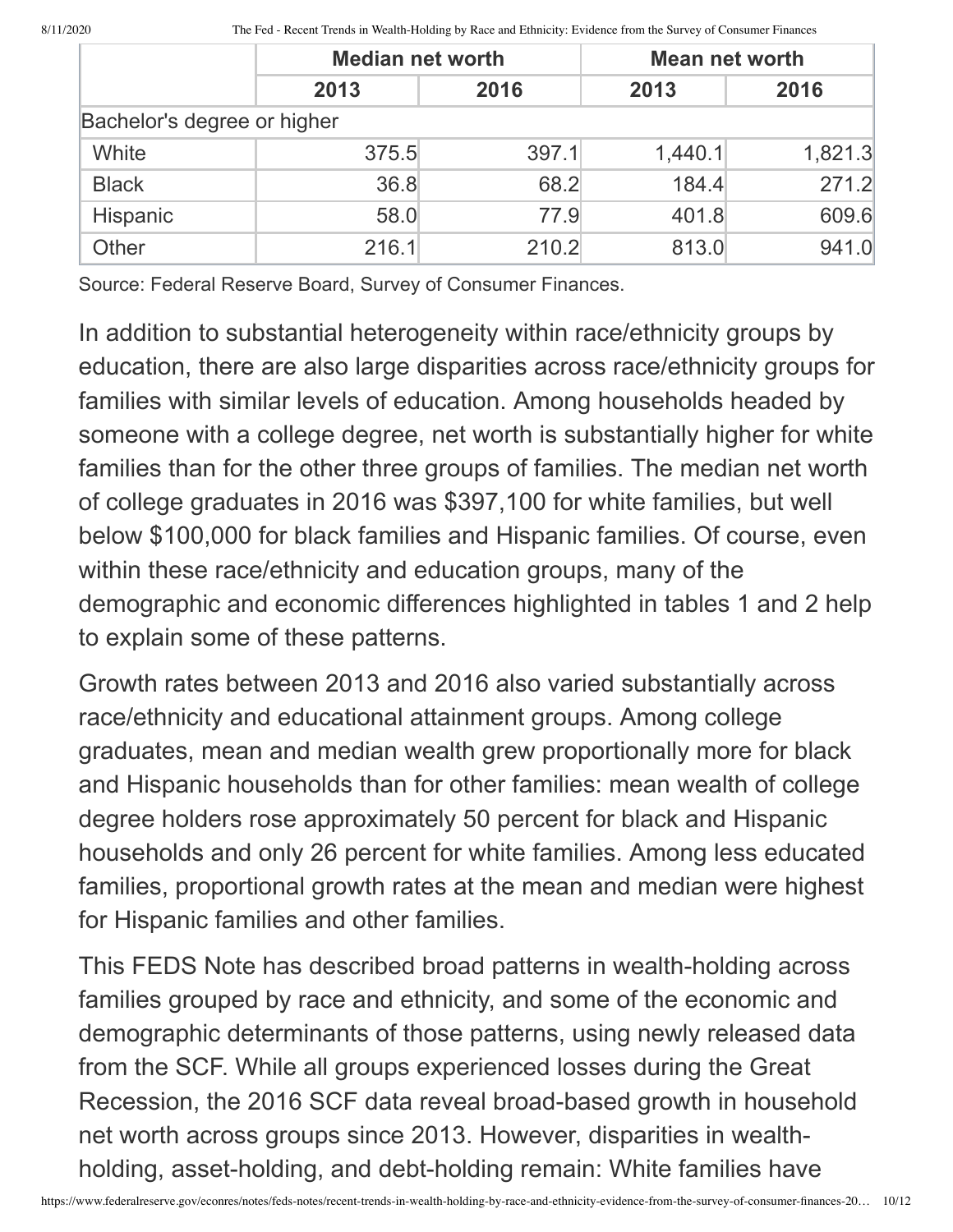| | Median net worth | | Mean net worth | |
|---|---|---|---|---|
| | 2013 | 2016 | 2013 | 2016 |
| Bachelor's degree or higher | | | | |
| White | 375.5 | 397.1 | 1,440.1 | 1,821.3 |
| Black | 36.8 | 68.2 | 184.4 | 271.2 |
| Hispanic | 58.0 | 77.9 | 401.8 | 609.6 |
| Other | 216.1 | 210.2 | 813.0 | 941.0 |

Source: Federal Reserve Board, Survey of Consumer Finances.

In addition to substantial heterogeneity within race/ethnicity groups by education, there are also large disparities across race/ethnicity groups for families with similar levels of education. Among households headed by someone with a college degree, net worth is substantially higher for white families than for the other three groups of families. The median net worth of college graduates in 2016 was $397,100 for white families, but well below $100,000 for black families and Hispanic families. Of course, even within these race/ethnicity and education groups, many of the demographic and economic differences highlighted in tables 1 and 2 help to explain some of these patterns.

Growth rates between 2013 and 2016 also varied substantially across race/ethnicity and educational attainment groups. Among college graduates, mean and median wealth grew proportionally more for black and Hispanic households than for other families: mean wealth of college degree holders rose approximately 50 percent for black and Hispanic households and only 26 percent for white families. Among less educated families, proportional growth rates at the mean and median were highest for Hispanic families and other families.

This FEDS Note has described broad patterns in wealth-holding across families grouped by race and ethnicity, and some of the economic and demographic determinants of those patterns, using newly released data from the SCF. While all groups experienced losses during the Great Recession, the 2016 SCF data reveal broad-based growth in household net worth across groups since 2013. However, disparities in wealth-holding, asset-holding, and debt-holding remain: White families have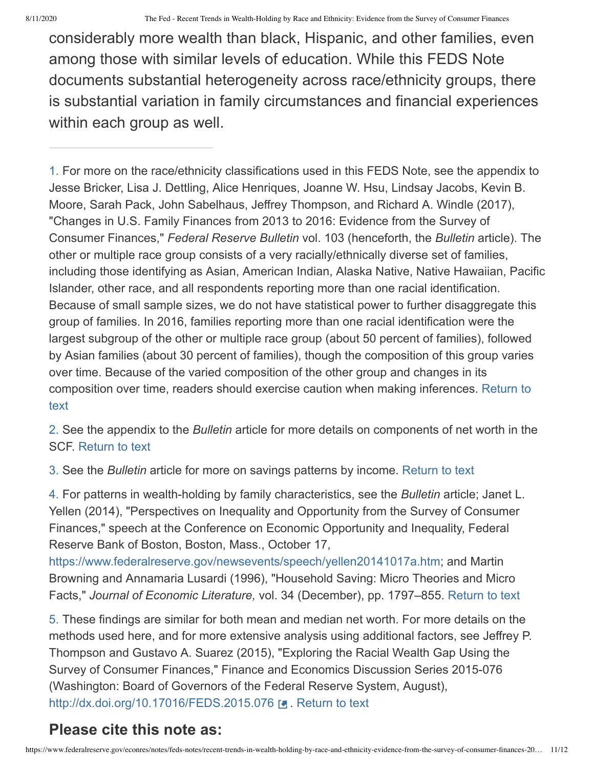considerably more wealth than black, Hispanic, and other families, even among those with similar levels of education. While this FEDS Note documents substantial heterogeneity across race/ethnicity groups, there is substantial variation in family circumstances and financial experiences within each group as well.

---

1. For more on the race/ethnicity classifications used in this FEDS Note, see the appendix to Jesse Bricker, Lisa J. Dettling, Alice Henriques, Joanne W. Hsu, Lindsay Jacobs, Kevin B. Moore, Sarah Pack, John Sabelhaus, Jeffrey Thompson, and Richard A. Windle (2017), "Changes in U.S. Family Finances from 2013 to 2016: Evidence from the Survey of Consumer Finances," *Federal Reserve Bulletin* vol. 103 (henceforth, the *Bulletin* article). The other or multiple race group consists of a very racially/ethnically diverse set of families, including those identifying as Asian, American Indian, Alaska Native, Native Hawaiian, Pacific Islander, other race, and all respondents reporting more than one racial identification. Because of small sample sizes, we do not have statistical power to further disaggregate this group of families. In 2016, families reporting more than one racial identification were the largest subgroup of the other or multiple race group (about 50 percent of families), followed by Asian families (about 30 percent of families), though the composition of this group varies over time. Because of the varied composition of the other group and changes in its composition over time, readers should exercise caution when making inferences. Return to text

2. See the appendix to the *Bulletin* article for more details on components of net worth in the SCF. Return to text

3. See the *Bulletin* article for more on savings patterns by income. Return to text

4. For patterns in wealth-holding by family characteristics, see the *Bulletin* article; Janet L. Yellen (2014), "Perspectives on Inequality and Opportunity from the Survey of Consumer Finances," speech at the Conference on Economic Opportunity and Inequality, Federal Reserve Bank of Boston, Boston, Mass., October 17, https://www.federalreserve.gov/newsevents/speech/yellen20141017a.htm; and Martin Browning and Annamaria Lusardi (1996), "Household Saving: Micro Theories and Micro Facts," *Journal of Economic Literature,* vol. 34 (December), pp. 1797–855. Return to text

5. These findings are similar for both mean and median net worth. For more details on the methods used here, and for more extensive analysis using additional factors, see Jeffrey P. Thompson and Gustavo A. Suarez (2015), "Exploring the Racial Wealth Gap Using the Survey of Consumer Finances," Finance and Economics Discussion Series 2015-076 (Washington: Board of Governors of the Federal Reserve System, August), http://dx.doi.org/10.17016/FEDS.2015.076. Return to text

## Please cite this note as: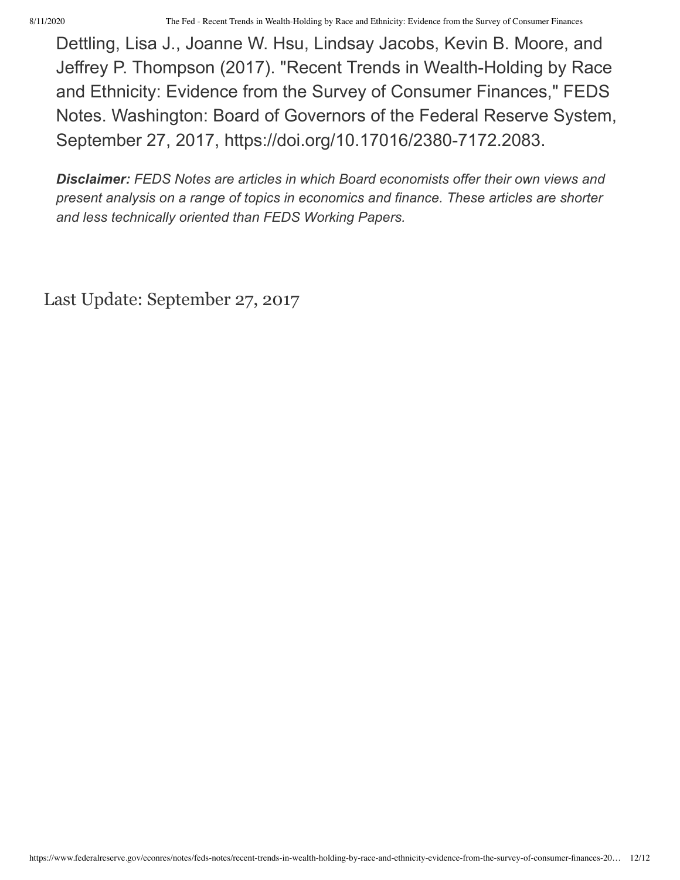Dettling, Lisa J., Joanne W. Hsu, Lindsay Jacobs, Kevin B. Moore, and Jeffrey P. Thompson (2017). "Recent Trends in Wealth-Holding by Race and Ethnicity: Evidence from the Survey of Consumer Finances," FEDS Notes. Washington: Board of Governors of the Federal Reserve System, September 27, 2017, https://doi.org/10.17016/2380-7172.2083.

***Disclaimer:*** *FEDS Notes are articles in which Board economists offer their own views and present analysis on a range of topics in economics and finance. These articles are shorter and less technically oriented than FEDS Working Papers.*

Last Update: September 27, 2017